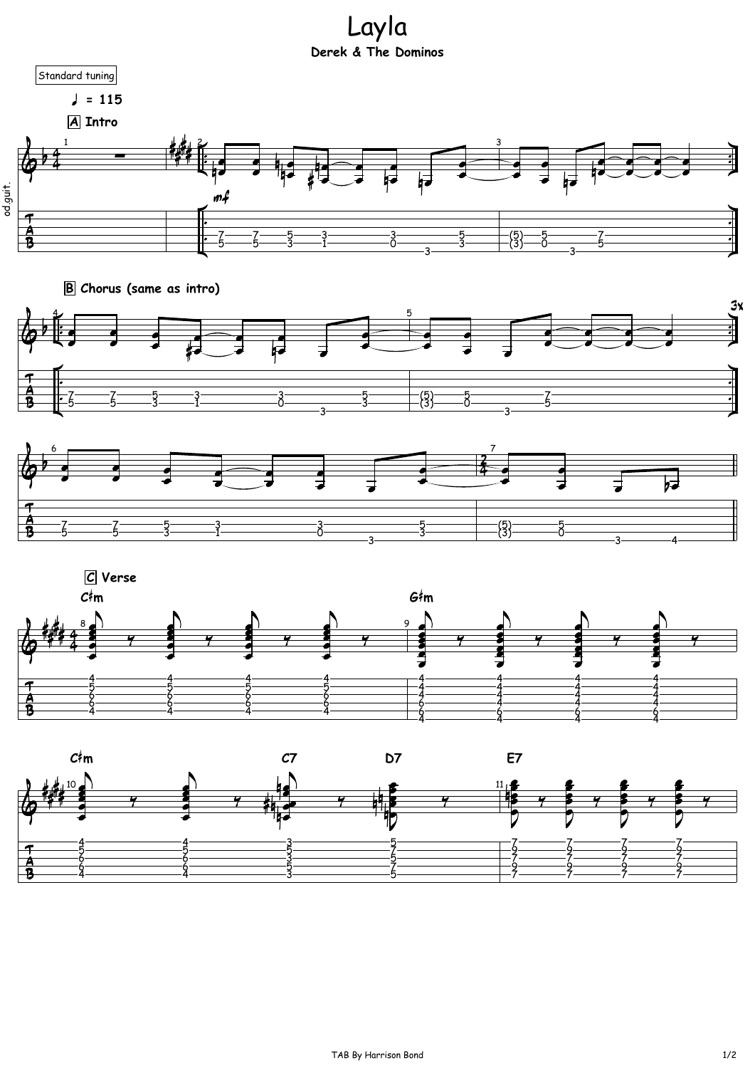# Layla

**Derek & The Dominos**

Standard tuning

♩ = 115

**A** Intro

**B** Chorus (same as intro)

**C** Verse

C♯m G♯m C♯m C7 D7 E7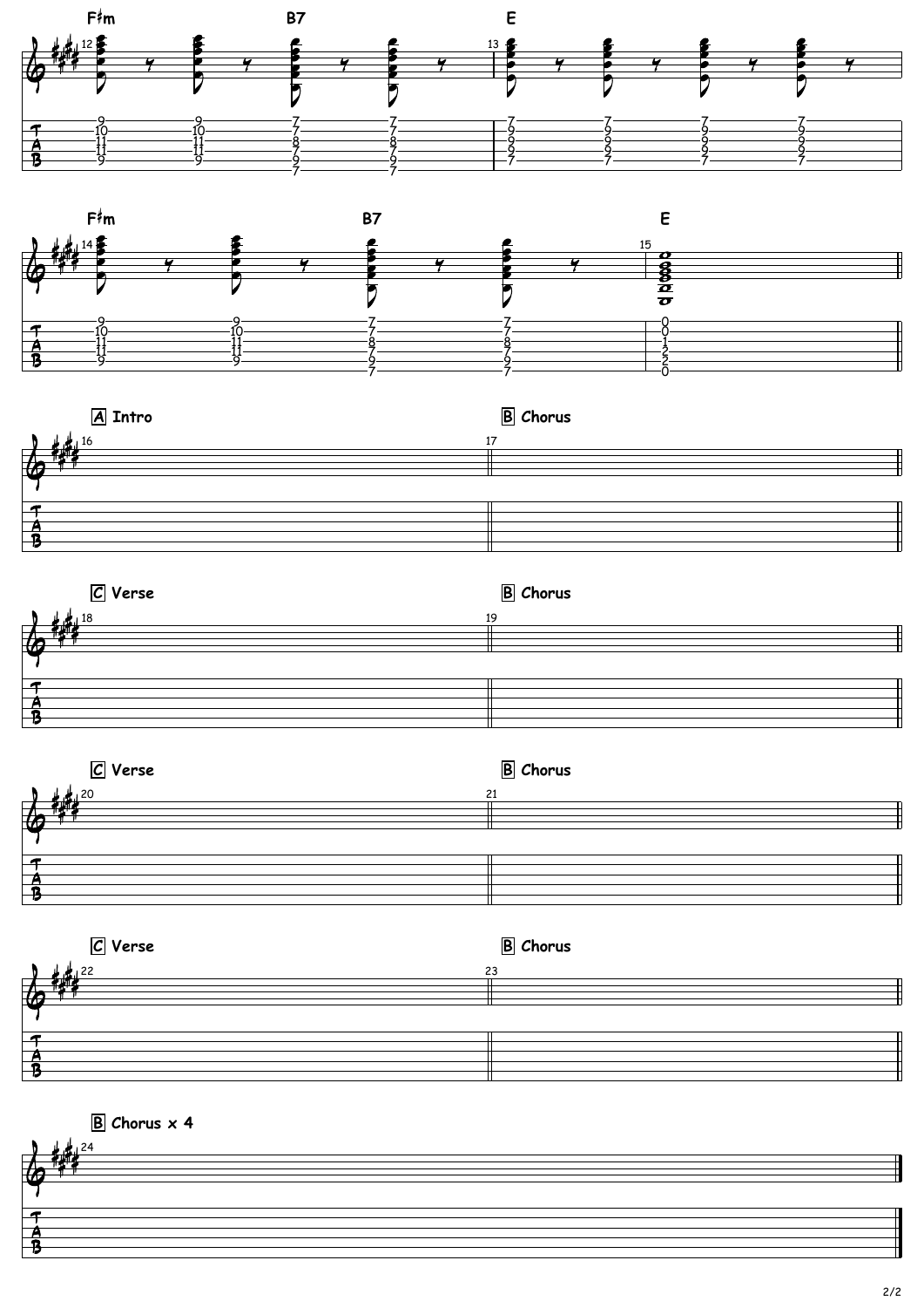F♯m B7 E

12 13

F♯m B7 E

14 15

A Intro

16

B Chorus

17

C Verse

18

B Chorus

19

C Verse

20

B Chorus

21

C Verse

22

B Chorus

23

B Chorus x 4

24